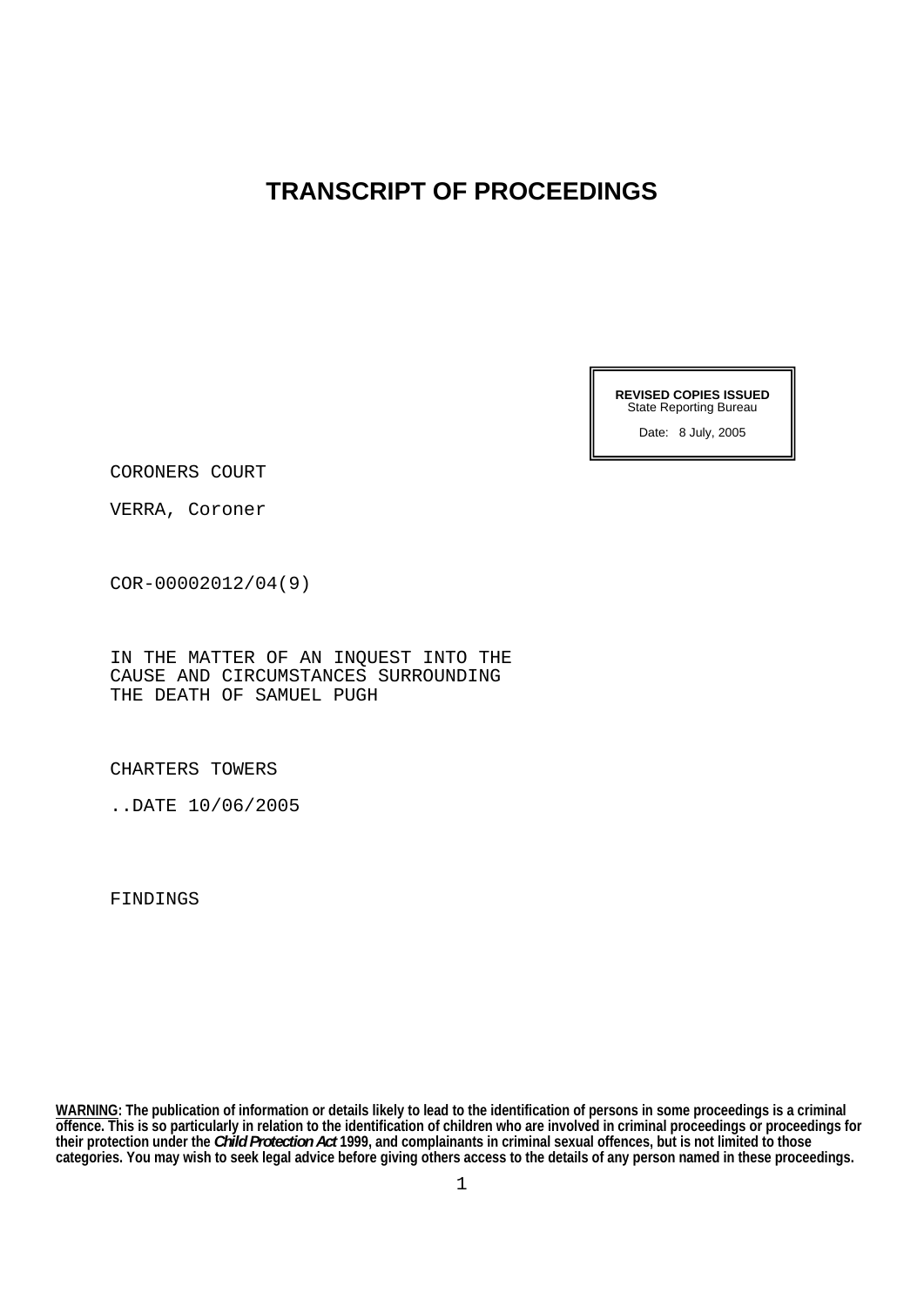# TRANSCRIPT OF PROCEEDINGS

**REVISED COPIES ISSUED**
State Reporting Bureau

Date: 8 July, 2005

CORONERS COURT

VERRA, Coroner

COR-00002012/04(9)

IN THE MATTER OF AN INQUEST INTO THE
CAUSE AND CIRCUMSTANCES SURROUNDING
THE DEATH OF SAMUEL PUGH

CHARTERS TOWERS

..DATE 10/06/2005

FINDINGS

**WARNING: The publication of information or details likely to lead to the identification of persons in some proceedings is a criminal offence. This is so particularly in relation to the identification of children who are involved in criminal proceedings or proceedings for their protection under the *Child Protection Act* 1999, and complainants in criminal sexual offences, but is not limited to those categories. You may wish to seek legal advice before giving others access to the details of any person named in these proceedings.**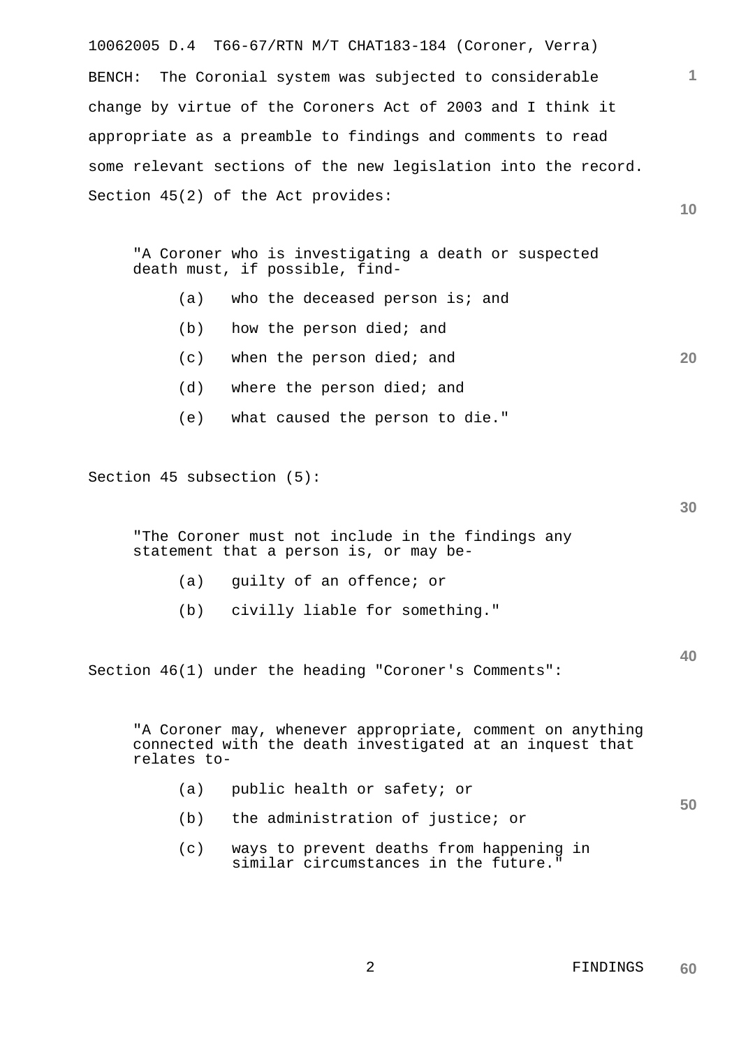BENCH: The Coronial system was subjected to considerable change by virtue of the Coroners Act of 2003 and I think it appropriate as a preamble to findings and comments to read some relevant sections of the new legislation into the record. Section 45(2) of the Act provides:

> "A Coroner who is investigating a death or suspected death must, if possible, find-
>
> (a) who the deceased person is; and
>
> (b) how the person died; and
>
> (c) when the person died; and
>
> (d) where the person died; and
>
> (e) what caused the person to die."

Section 45 subsection (5):

> "The Coroner must not include in the findings any statement that a person is, or may be-
>
> (a) guilty of an offence; or
>
> (b) civilly liable for something."

Section 46(1) under the heading "Coroner's Comments":

> "A Coroner may, whenever appropriate, comment on anything connected with the death investigated at an inquest that relates to-
>
> (a) public health or safety; or
>
> (b) the administration of justice; or
>
> (c) ways to prevent deaths from happening in similar circumstances in the future."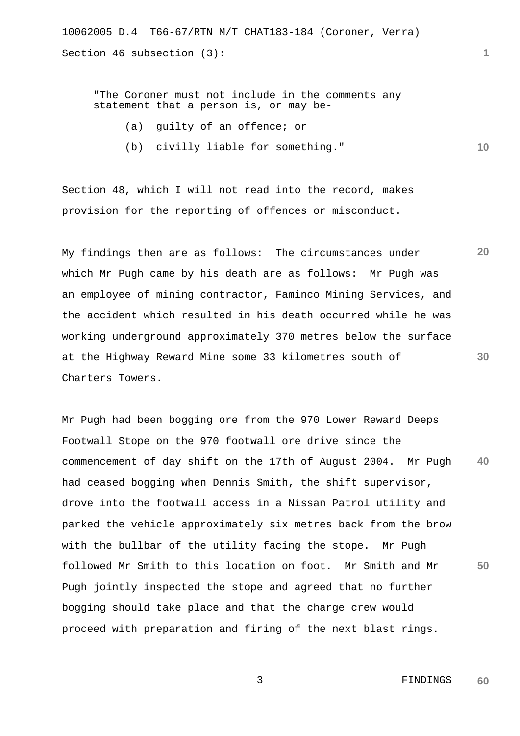Section 46 subsection (3):

> "The Coroner must not include in the comments any statement that a person is, or may be-
>
> (a) guilty of an offence; or
>
> (b) civilly liable for something."

Section 48, which I will not read into the record, makes provision for the reporting of offences or misconduct.

My findings then are as follows: The circumstances under which Mr Pugh came by his death are as follows: Mr Pugh was an employee of mining contractor, Faminco Mining Services, and the accident which resulted in his death occurred while he was working underground approximately 370 metres below the surface at the Highway Reward Mine some 33 kilometres south of Charters Towers.

Mr Pugh had been bogging ore from the 970 Lower Reward Deeps Footwall Stope on the 970 footwall ore drive since the commencement of day shift on the 17th of August 2004. Mr Pugh had ceased bogging when Dennis Smith, the shift supervisor, drove into the footwall access in a Nissan Patrol utility and parked the vehicle approximately six metres back from the brow with the bullbar of the utility facing the stope. Mr Pugh followed Mr Smith to this location on foot. Mr Smith and Mr Pugh jointly inspected the stope and agreed that no further bogging should take place and that the charge crew would proceed with preparation and firing of the next blast rings.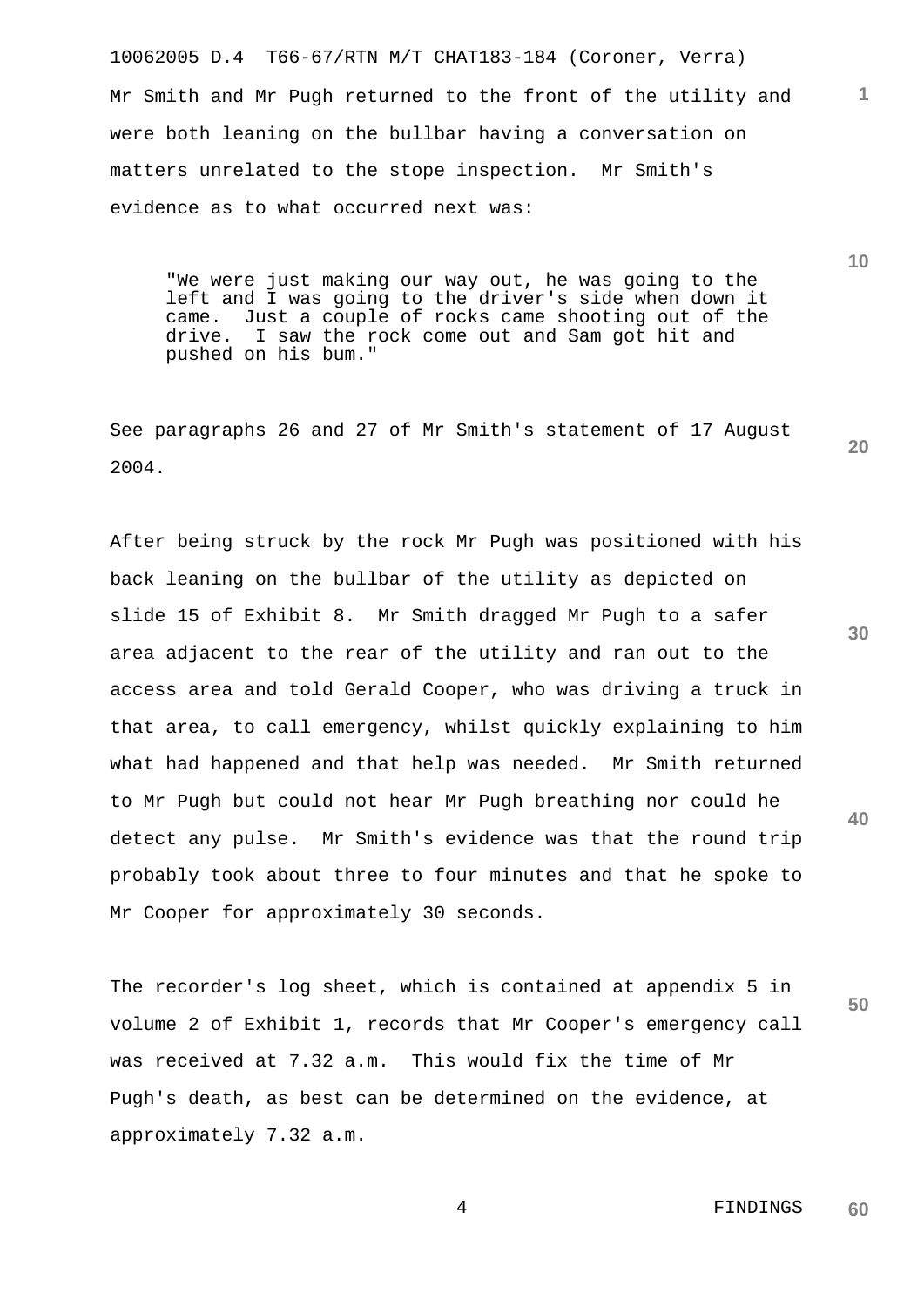Mr Smith and Mr Pugh returned to the front of the utility and were both leaning on the bullbar having a conversation on matters unrelated to the stope inspection. Mr Smith's evidence as to what occurred next was:

> "We were just making our way out, he was going to the left and I was going to the driver's side when down it came. Just a couple of rocks came shooting out of the drive. I saw the rock come out and Sam got hit and pushed on his bum."

See paragraphs 26 and 27 of Mr Smith's statement of 17 August 2004.

After being struck by the rock Mr Pugh was positioned with his back leaning on the bullbar of the utility as depicted on slide 15 of Exhibit 8. Mr Smith dragged Mr Pugh to a safer area adjacent to the rear of the utility and ran out to the access area and told Gerald Cooper, who was driving a truck in that area, to call emergency, whilst quickly explaining to him what had happened and that help was needed. Mr Smith returned to Mr Pugh but could not hear Mr Pugh breathing nor could he detect any pulse. Mr Smith's evidence was that the round trip probably took about three to four minutes and that he spoke to Mr Cooper for approximately 30 seconds.

The recorder's log sheet, which is contained at appendix 5 in volume 2 of Exhibit 1, records that Mr Cooper's emergency call was received at 7.32 a.m. This would fix the time of Mr Pugh's death, as best can be determined on the evidence, at approximately 7.32 a.m.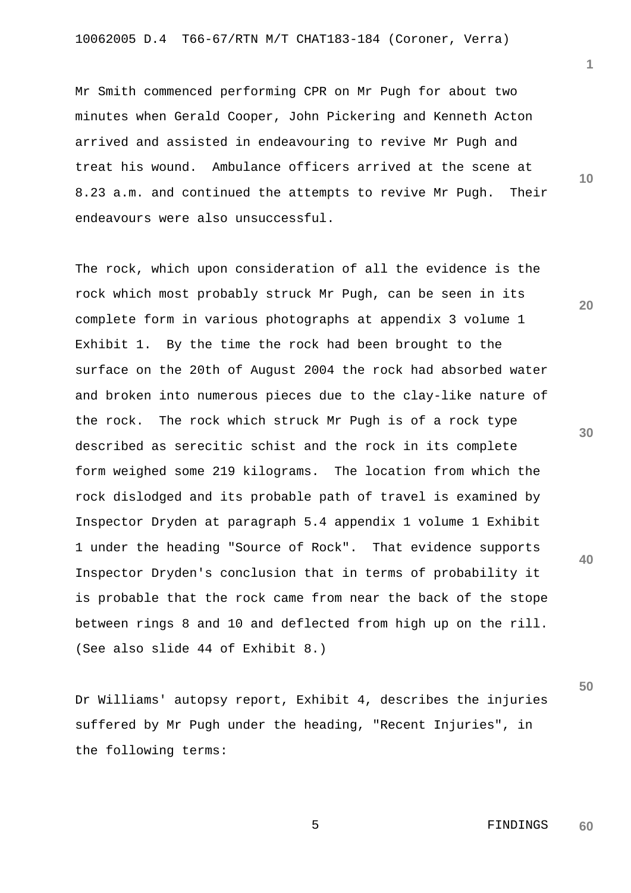Mr Smith commenced performing CPR on Mr Pugh for about two minutes when Gerald Cooper, John Pickering and Kenneth Acton arrived and assisted in endeavouring to revive Mr Pugh and treat his wound. Ambulance officers arrived at the scene at 8.23 a.m. and continued the attempts to revive Mr Pugh. Their endeavours were also unsuccessful.

The rock, which upon consideration of all the evidence is the rock which most probably struck Mr Pugh, can be seen in its complete form in various photographs at appendix 3 volume 1 Exhibit 1. By the time the rock had been brought to the surface on the 20th of August 2004 the rock had absorbed water and broken into numerous pieces due to the clay-like nature of the rock. The rock which struck Mr Pugh is of a rock type described as serecitic schist and the rock in its complete form weighed some 219 kilograms. The location from which the rock dislodged and its probable path of travel is examined by Inspector Dryden at paragraph 5.4 appendix 1 volume 1 Exhibit 1 under the heading "Source of Rock". That evidence supports Inspector Dryden's conclusion that in terms of probability it is probable that the rock came from near the back of the stope between rings 8 and 10 and deflected from high up on the rill. (See also slide 44 of Exhibit 8.)

Dr Williams' autopsy report, Exhibit 4, describes the injuries suffered by Mr Pugh under the heading, "Recent Injuries", in the following terms: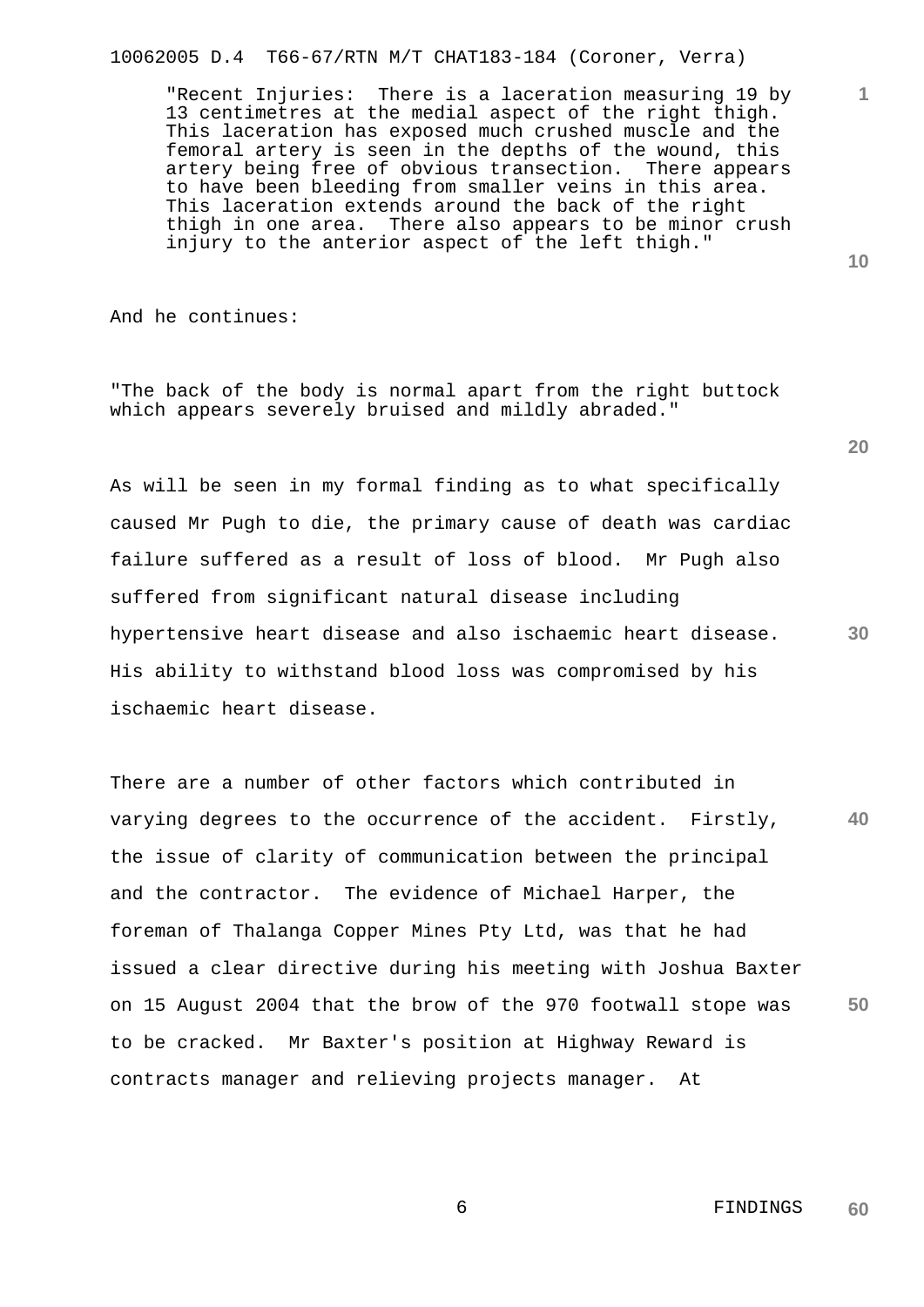> "Recent Injuries: There is a laceration measuring 19 by 13 centimetres at the medial aspect of the right thigh. This laceration has exposed much crushed muscle and the femoral artery is seen in the depths of the wound, this artery being free of obvious transection. There appears to have been bleeding from smaller veins in this area. This laceration extends around the back of the right thigh in one area. There also appears to be minor crush injury to the anterior aspect of the left thigh."

And he continues:

"The back of the body is normal apart from the right buttock which appears severely bruised and mildly abraded."

As will be seen in my formal finding as to what specifically caused Mr Pugh to die, the primary cause of death was cardiac failure suffered as a result of loss of blood. Mr Pugh also suffered from significant natural disease including hypertensive heart disease and also ischaemic heart disease. His ability to withstand blood loss was compromised by his ischaemic heart disease.

There are a number of other factors which contributed in varying degrees to the occurrence of the accident. Firstly, the issue of clarity of communication between the principal and the contractor. The evidence of Michael Harper, the foreman of Thalanga Copper Mines Pty Ltd, was that he had issued a clear directive during his meeting with Joshua Baxter on 15 August 2004 that the brow of the 970 footwall stope was to be cracked. Mr Baxter's position at Highway Reward is contracts manager and relieving projects manager. At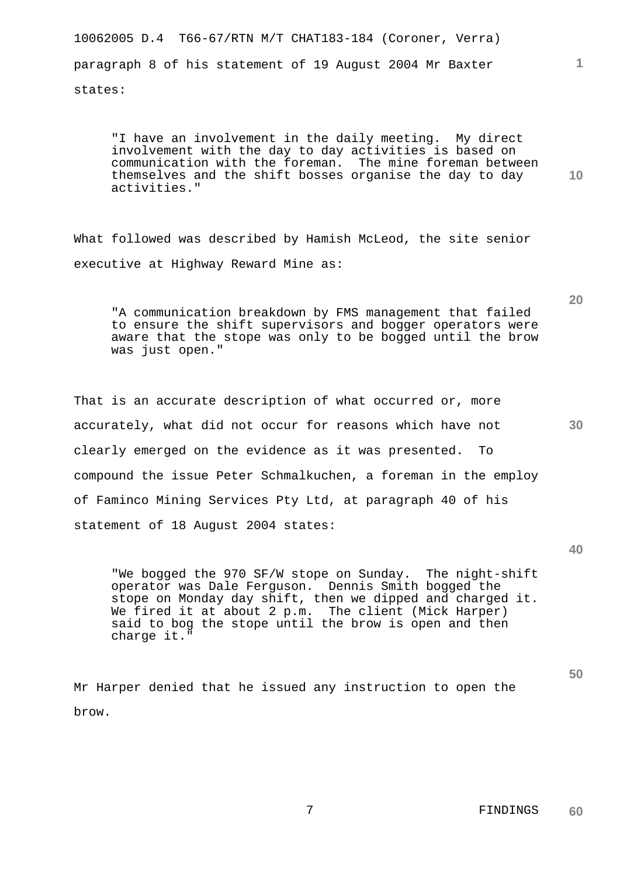paragraph 8 of his statement of 19 August 2004 Mr Baxter states:

> "I have an involvement in the daily meeting. My direct involvement with the day to day activities is based on communication with the foreman. The mine foreman between themselves and the shift bosses organise the day to day activities."

What followed was described by Hamish McLeod, the site senior executive at Highway Reward Mine as:

> "A communication breakdown by FMS management that failed to ensure the shift supervisors and bogger operators were aware that the stope was only to be bogged until the brow was just open."

That is an accurate description of what occurred or, more accurately, what did not occur for reasons which have not clearly emerged on the evidence as it was presented. To compound the issue Peter Schmalkuchen, a foreman in the employ of Faminco Mining Services Pty Ltd, at paragraph 40 of his statement of 18 August 2004 states:

> "We bogged the 970 SF/W stope on Sunday. The night-shift operator was Dale Ferguson. Dennis Smith bogged the stope on Monday day shift, then we dipped and charged it. We fired it at about 2 p.m. The client (Mick Harper) said to bog the stope until the brow is open and then charge it."

Mr Harper denied that he issued any instruction to open the brow.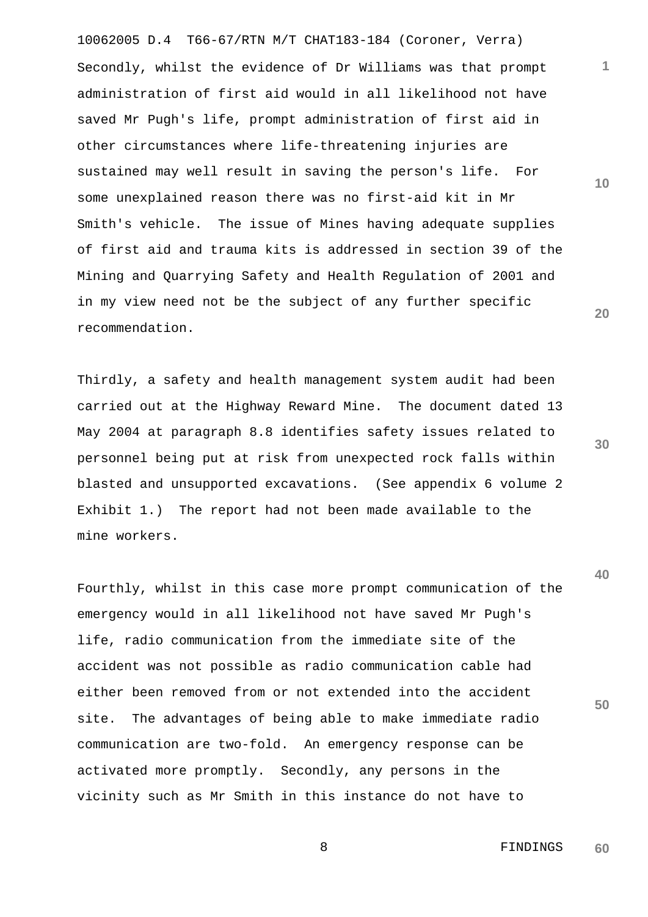Secondly, whilst the evidence of Dr Williams was that prompt administration of first aid would in all likelihood not have saved Mr Pugh's life, prompt administration of first aid in other circumstances where life-threatening injuries are sustained may well result in saving the person's life. For some unexplained reason there was no first-aid kit in Mr Smith's vehicle. The issue of Mines having adequate supplies of first aid and trauma kits is addressed in section 39 of the Mining and Quarrying Safety and Health Regulation of 2001 and in my view need not be the subject of any further specific recommendation.

Thirdly, a safety and health management system audit had been carried out at the Highway Reward Mine. The document dated 13 May 2004 at paragraph 8.8 identifies safety issues related to personnel being put at risk from unexpected rock falls within blasted and unsupported excavations. (See appendix 6 volume 2 Exhibit 1.) The report had not been made available to the mine workers.

Fourthly, whilst in this case more prompt communication of the emergency would in all likelihood not have saved Mr Pugh's life, radio communication from the immediate site of the accident was not possible as radio communication cable had either been removed from or not extended into the accident site. The advantages of being able to make immediate radio communication are two-fold. An emergency response can be activated more promptly. Secondly, any persons in the vicinity such as Mr Smith in this instance do not have to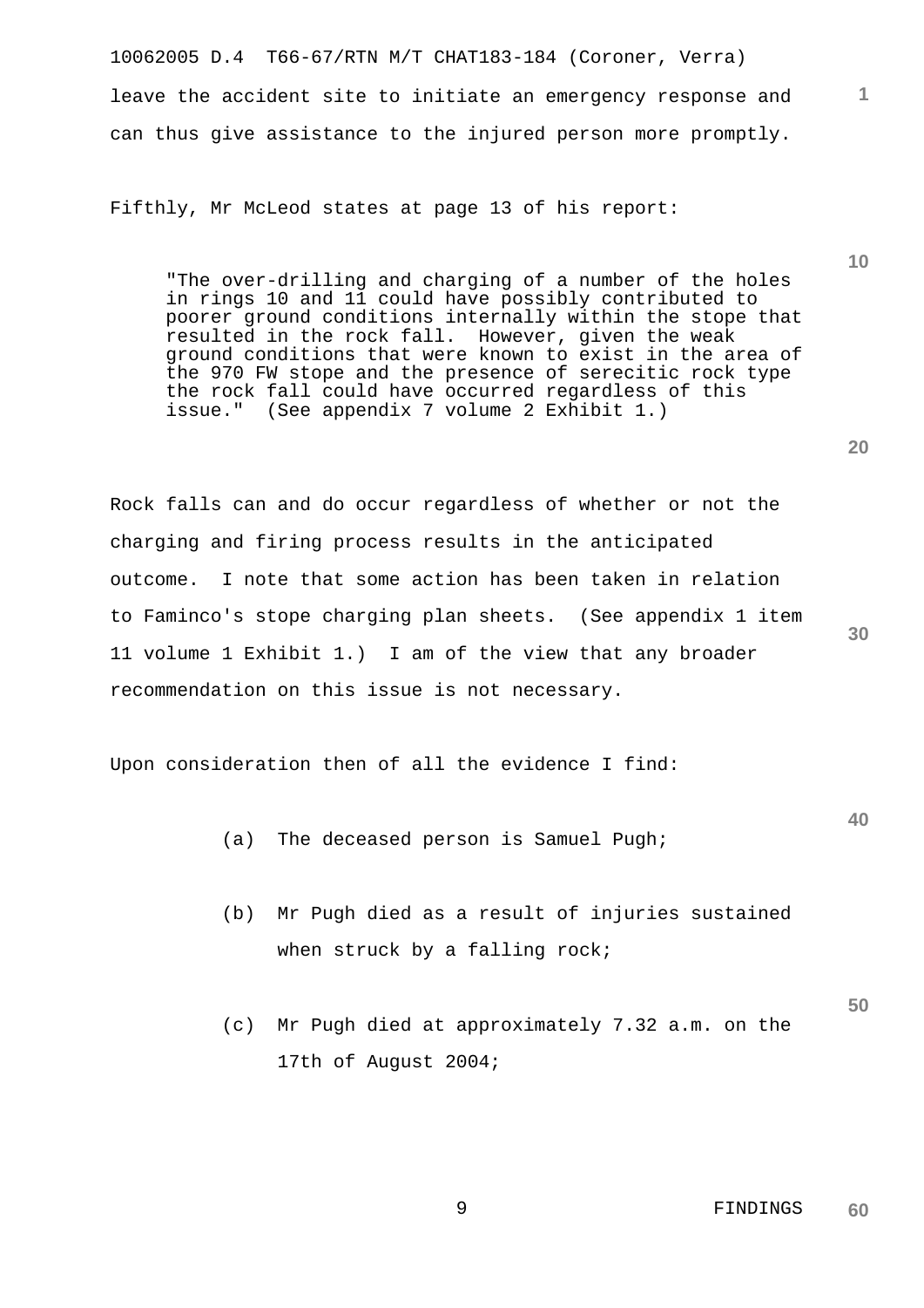leave the accident site to initiate an emergency response and can thus give assistance to the injured person more promptly.

Fifthly, Mr McLeod states at page 13 of his report:

> "The over-drilling and charging of a number of the holes in rings 10 and 11 could have possibly contributed to poorer ground conditions internally within the stope that resulted in the rock fall. However, given the weak ground conditions that were known to exist in the area of the 970 FW stope and the presence of serecitic rock type the rock fall could have occurred regardless of this issue." (See appendix 7 volume 2 Exhibit 1.)

Rock falls can and do occur regardless of whether or not the charging and firing process results in the anticipated outcome. I note that some action has been taken in relation to Faminco's stope charging plan sheets. (See appendix 1 item 11 volume 1 Exhibit 1.) I am of the view that any broader recommendation on this issue is not necessary.

Upon consideration then of all the evidence I find:

(a) The deceased person is Samuel Pugh;

(b) Mr Pugh died as a result of injuries sustained when struck by a falling rock;

(c) Mr Pugh died at approximately 7.32 a.m. on the 17th of August 2004;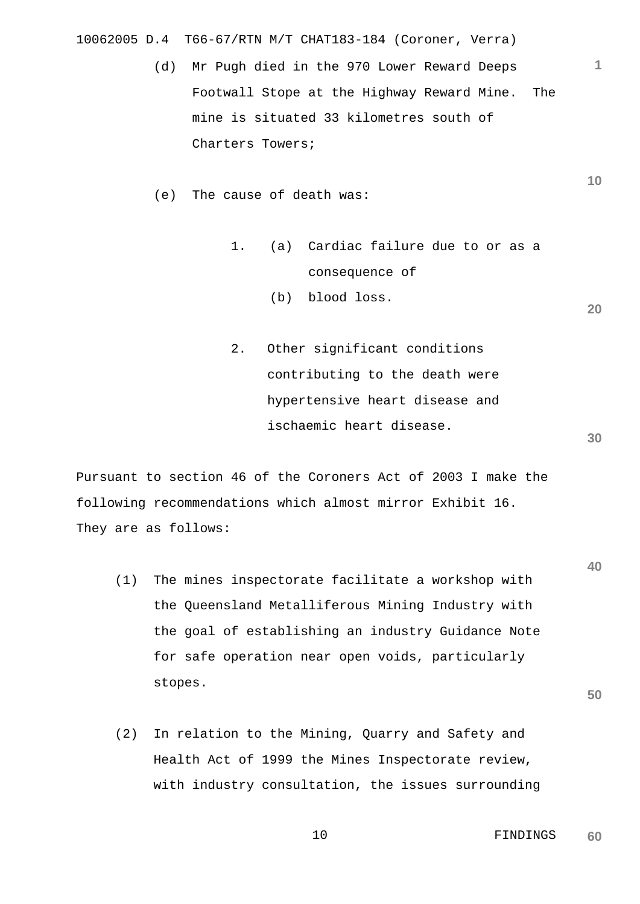(d) Mr Pugh died in the 970 Lower Reward Deeps Footwall Stope at the Highway Reward Mine. The mine is situated 33 kilometres south of Charters Towers;

(e) The cause of death was:

1. (a) Cardiac failure due to or as a consequence of
   (b) blood loss.

2. Other significant conditions contributing to the death were hypertensive heart disease and ischaemic heart disease.

Pursuant to section 46 of the Coroners Act of 2003 I make the following recommendations which almost mirror Exhibit 16. They are as follows:

(1) The mines inspectorate facilitate a workshop with the Queensland Metalliferous Mining Industry with the goal of establishing an industry Guidance Note for safe operation near open voids, particularly stopes.

(2) In relation to the Mining, Quarry and Safety and Health Act of 1999 the Mines Inspectorate review, with industry consultation, the issues surrounding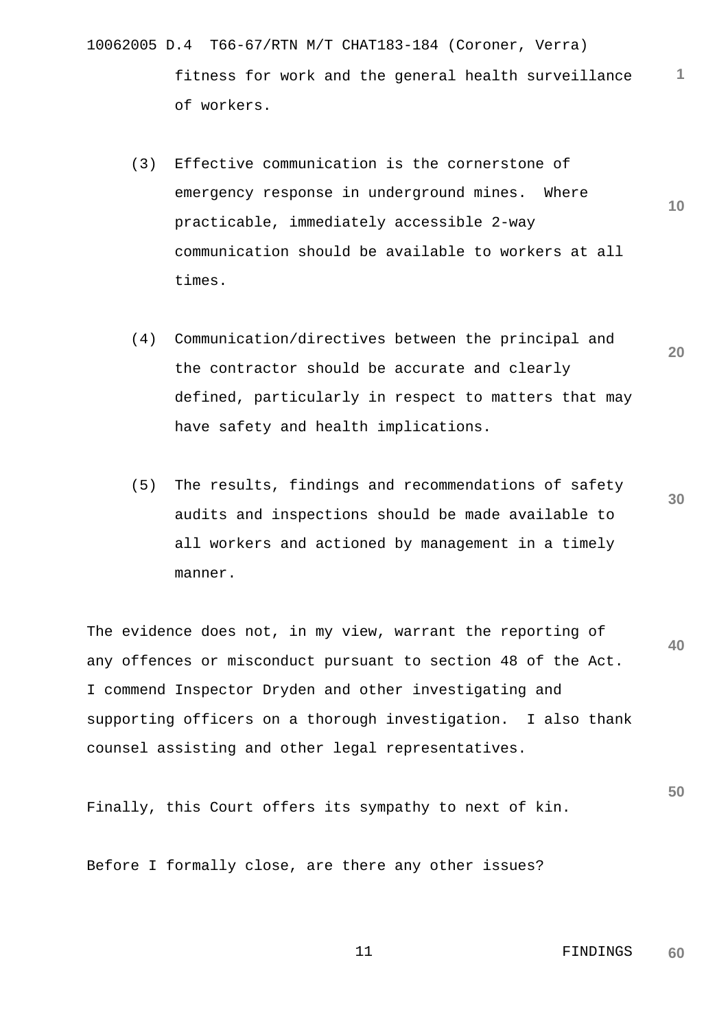fitness for work and the general health surveillance of workers.

(3) Effective communication is the cornerstone of emergency response in underground mines. Where practicable, immediately accessible 2-way communication should be available to workers at all times.

(4) Communication/directives between the principal and the contractor should be accurate and clearly defined, particularly in respect to matters that may have safety and health implications.

(5) The results, findings and recommendations of safety audits and inspections should be made available to all workers and actioned by management in a timely manner.

The evidence does not, in my view, warrant the reporting of any offences or misconduct pursuant to section 48 of the Act. I commend Inspector Dryden and other investigating and supporting officers on a thorough investigation. I also thank counsel assisting and other legal representatives.

Finally, this Court offers its sympathy to next of kin.

Before I formally close, are there any other issues?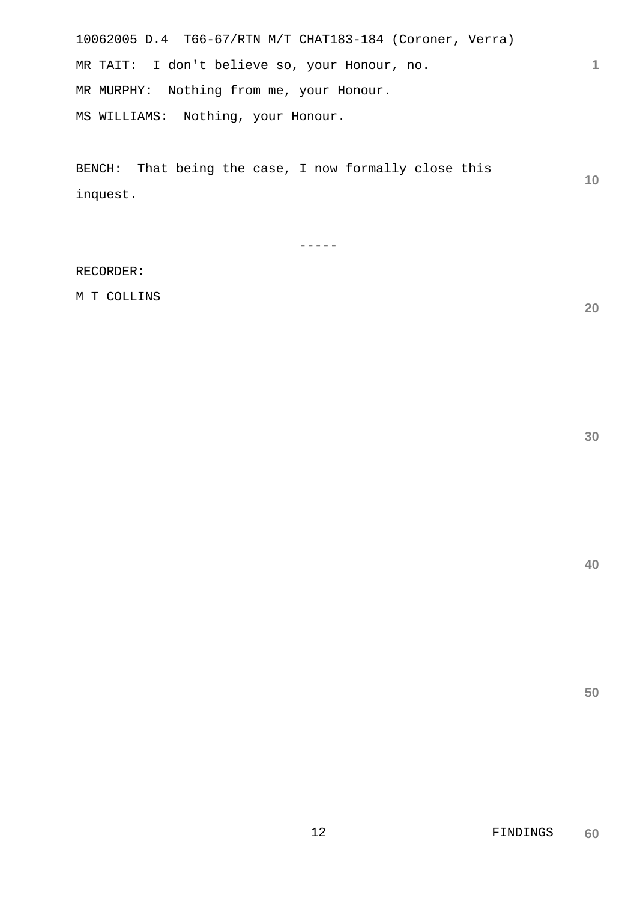MR TAIT: I don't believe so, your Honour, no.

MR MURPHY: Nothing from me, your Honour.

MS WILLIAMS: Nothing, your Honour.

BENCH: That being the case, I now formally close this inquest.

-----

RECORDER:

M T COLLINS